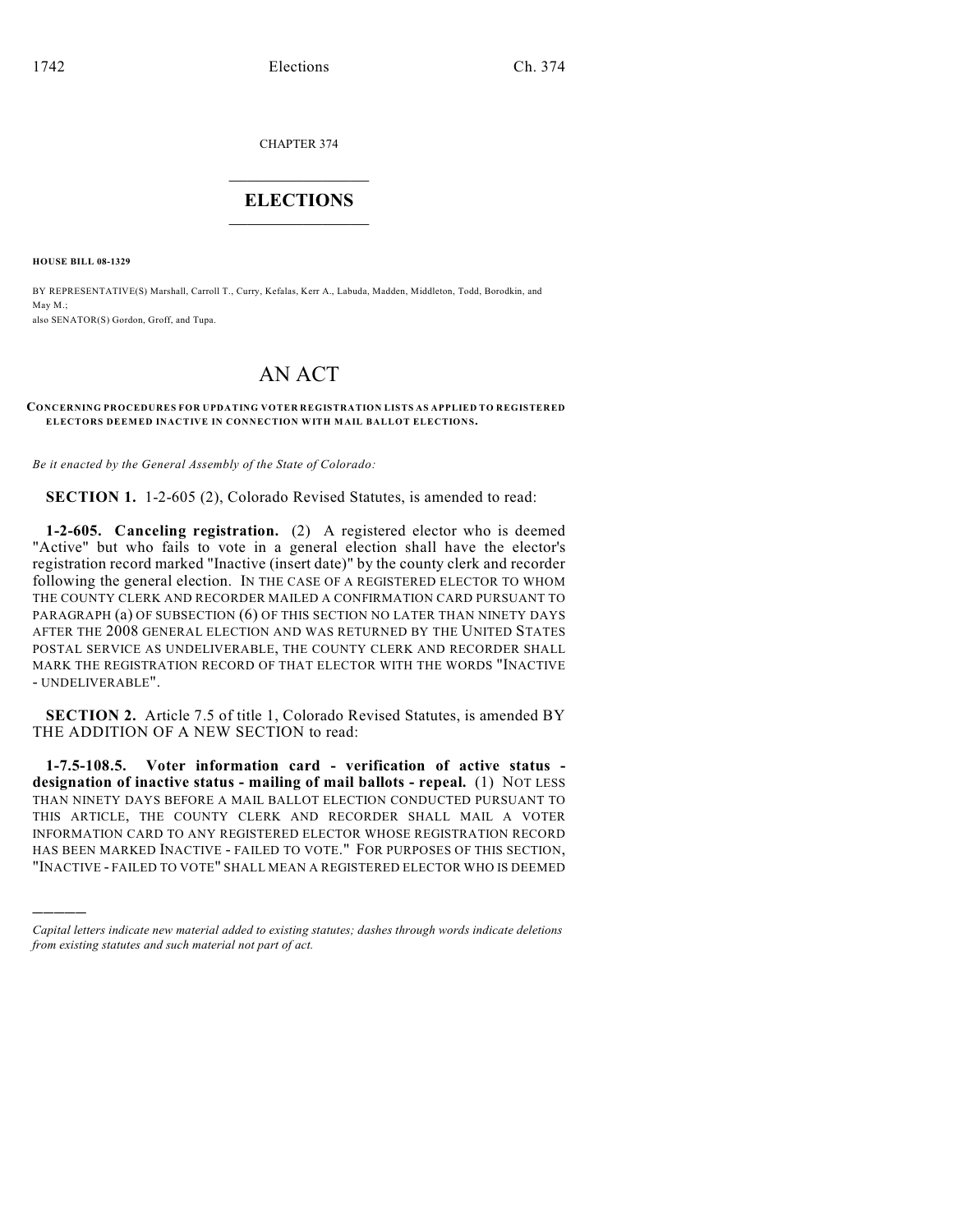CHAPTER 374

# ELECTIONS

**HOUSE BILL 08-1329**

BY REPRESENTATIVE(S) Marshall, Carroll T., Curry, Kefalas, Kerr A., Labuda, Madden, Middleton, Todd, Borodkin, and May M.;
also SENATOR(S) Gordon, Groff, and Tupa.

# AN ACT

**CONCERNING PROCEDURES FOR UPDATING VOTER REGISTRATION LISTS AS APPLIED TO REGISTERED ELECTORS DEEMED INACTIVE IN CONNECTION WITH MAIL BALLOT ELECTIONS.**

*Be it enacted by the General Assembly of the State of Colorado:*

**SECTION 1.** 1-2-605 (2), Colorado Revised Statutes, is amended to read:

**1-2-605. Canceling registration.** (2) A registered elector who is deemed "Active" but who fails to vote in a general election shall have the elector's registration record marked "Inactive (insert date)" by the county clerk and recorder following the general election. IN THE CASE OF A REGISTERED ELECTOR TO WHOM THE COUNTY CLERK AND RECORDER MAILED A CONFIRMATION CARD PURSUANT TO PARAGRAPH (a) OF SUBSECTION (6) OF THIS SECTION NO LATER THAN NINETY DAYS AFTER THE 2008 GENERAL ELECTION AND WAS RETURNED BY THE UNITED STATES POSTAL SERVICE AS UNDELIVERABLE, THE COUNTY CLERK AND RECORDER SHALL MARK THE REGISTRATION RECORD OF THAT ELECTOR WITH THE WORDS "INACTIVE - UNDELIVERABLE".

**SECTION 2.** Article 7.5 of title 1, Colorado Revised Statutes, is amended BY THE ADDITION OF A NEW SECTION to read:

**1-7.5-108.5. Voter information card - verification of active status - designation of inactive status - mailing of mail ballots - repeal.** (1) NOT LESS THAN NINETY DAYS BEFORE A MAIL BALLOT ELECTION CONDUCTED PURSUANT TO THIS ARTICLE, THE COUNTY CLERK AND RECORDER SHALL MAIL A VOTER INFORMATION CARD TO ANY REGISTERED ELECTOR WHOSE REGISTRATION RECORD HAS BEEN MARKED INACTIVE - FAILED TO VOTE." FOR PURPOSES OF THIS SECTION, "INACTIVE - FAILED TO VOTE" SHALL MEAN A REGISTERED ELECTOR WHO IS DEEMED

---

*Capital letters indicate new material added to existing statutes; dashes through words indicate deletions from existing statutes and such material not part of act.*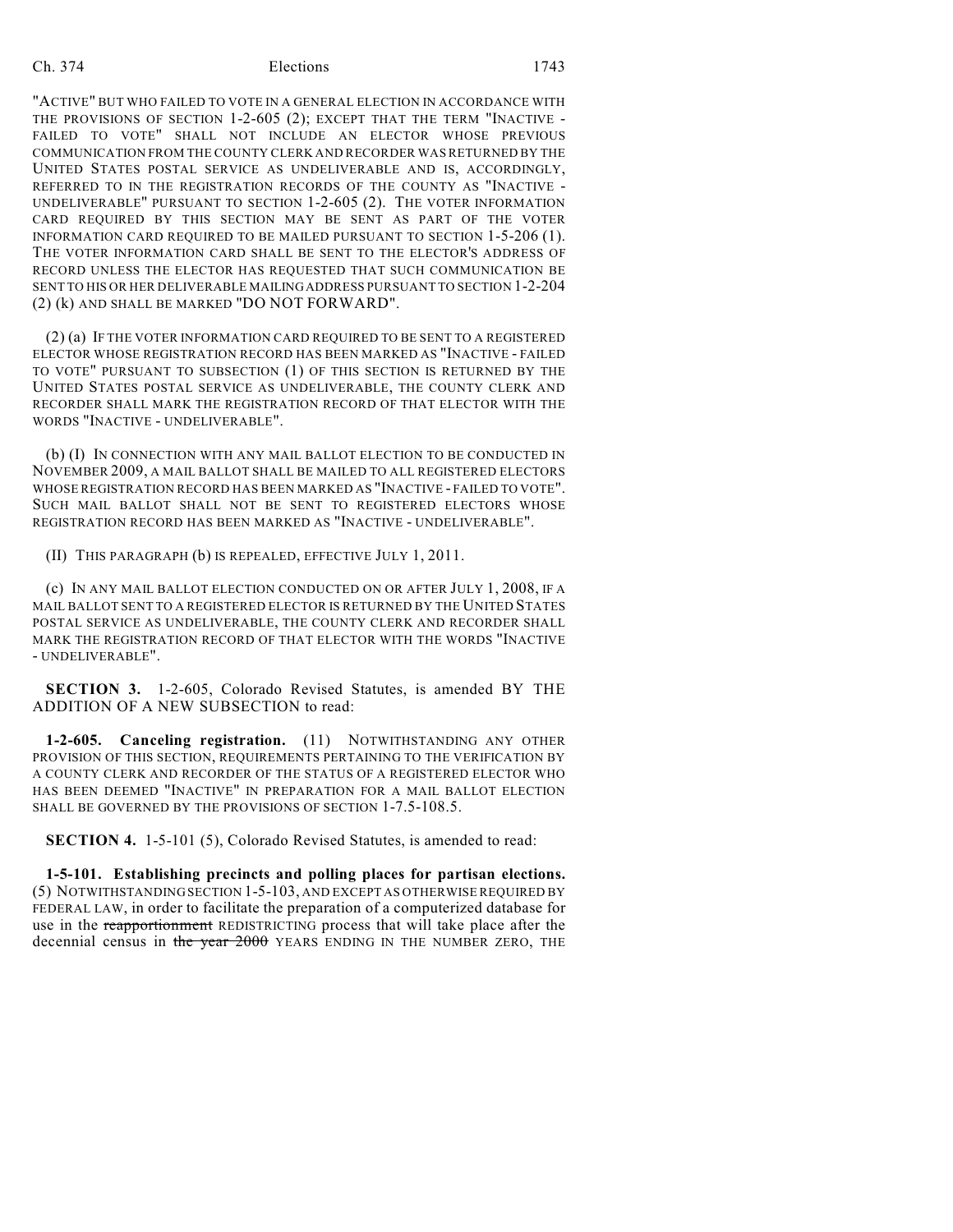"ACTIVE" BUT WHO FAILED TO VOTE IN A GENERAL ELECTION IN ACCORDANCE WITH THE PROVISIONS OF SECTION 1-2-605 (2); EXCEPT THAT THE TERM "INACTIVE - FAILED TO VOTE" SHALL NOT INCLUDE AN ELECTOR WHOSE PREVIOUS COMMUNICATION FROM THE COUNTY CLERK AND RECORDER WAS RETURNED BY THE UNITED STATES POSTAL SERVICE AS UNDELIVERABLE AND IS, ACCORDINGLY, REFERRED TO IN THE REGISTRATION RECORDS OF THE COUNTY AS "INACTIVE - UNDELIVERABLE" PURSUANT TO SECTION 1-2-605 (2). THE VOTER INFORMATION CARD REQUIRED BY THIS SECTION MAY BE SENT AS PART OF THE VOTER INFORMATION CARD REQUIRED TO BE MAILED PURSUANT TO SECTION 1-5-206 (1). THE VOTER INFORMATION CARD SHALL BE SENT TO THE ELECTOR'S ADDRESS OF RECORD UNLESS THE ELECTOR HAS REQUESTED THAT SUCH COMMUNICATION BE SENT TO HIS OR HER DELIVERABLE MAILING ADDRESS PURSUANT TO SECTION 1-2-204 (2) (k) AND SHALL BE MARKED "DO NOT FORWARD".

(2) (a) IF THE VOTER INFORMATION CARD REQUIRED TO BE SENT TO A REGISTERED ELECTOR WHOSE REGISTRATION RECORD HAS BEEN MARKED AS "INACTIVE - FAILED TO VOTE" PURSUANT TO SUBSECTION (1) OF THIS SECTION IS RETURNED BY THE UNITED STATES POSTAL SERVICE AS UNDELIVERABLE, THE COUNTY CLERK AND RECORDER SHALL MARK THE REGISTRATION RECORD OF THAT ELECTOR WITH THE WORDS "INACTIVE - UNDELIVERABLE".

(b) (I) IN CONNECTION WITH ANY MAIL BALLOT ELECTION TO BE CONDUCTED IN NOVEMBER 2009, A MAIL BALLOT SHALL BE MAILED TO ALL REGISTERED ELECTORS WHOSE REGISTRATION RECORD HAS BEEN MARKED AS "INACTIVE - FAILED TO VOTE". SUCH MAIL BALLOT SHALL NOT BE SENT TO REGISTERED ELECTORS WHOSE REGISTRATION RECORD HAS BEEN MARKED AS "INACTIVE - UNDELIVERABLE".

(II) THIS PARAGRAPH (b) IS REPEALED, EFFECTIVE JULY 1, 2011.

(c) IN ANY MAIL BALLOT ELECTION CONDUCTED ON OR AFTER JULY 1, 2008, IF A MAIL BALLOT SENT TO A REGISTERED ELECTOR IS RETURNED BY THE UNITED STATES POSTAL SERVICE AS UNDELIVERABLE, THE COUNTY CLERK AND RECORDER SHALL MARK THE REGISTRATION RECORD OF THAT ELECTOR WITH THE WORDS "INACTIVE - UNDELIVERABLE".

**SECTION 3.** 1-2-605, Colorado Revised Statutes, is amended BY THE ADDITION OF A NEW SUBSECTION to read:

**1-2-605. Canceling registration.** (11) NOTWITHSTANDING ANY OTHER PROVISION OF THIS SECTION, REQUIREMENTS PERTAINING TO THE VERIFICATION BY A COUNTY CLERK AND RECORDER OF THE STATUS OF A REGISTERED ELECTOR WHO HAS BEEN DEEMED "INACTIVE" IN PREPARATION FOR A MAIL BALLOT ELECTION SHALL BE GOVERNED BY THE PROVISIONS OF SECTION 1-7.5-108.5.

**SECTION 4.** 1-5-101 (5), Colorado Revised Statutes, is amended to read:

**1-5-101. Establishing precincts and polling places for partisan elections.** (5) NOTWITHSTANDING SECTION 1-5-103, AND EXCEPT AS OTHERWISE REQUIRED BY FEDERAL LAW, in order to facilitate the preparation of a computerized database for use in the ~~reapportionment~~ REDISTRICTING process that will take place after the decennial census in ~~the year 2000~~ YEARS ENDING IN THE NUMBER ZERO, THE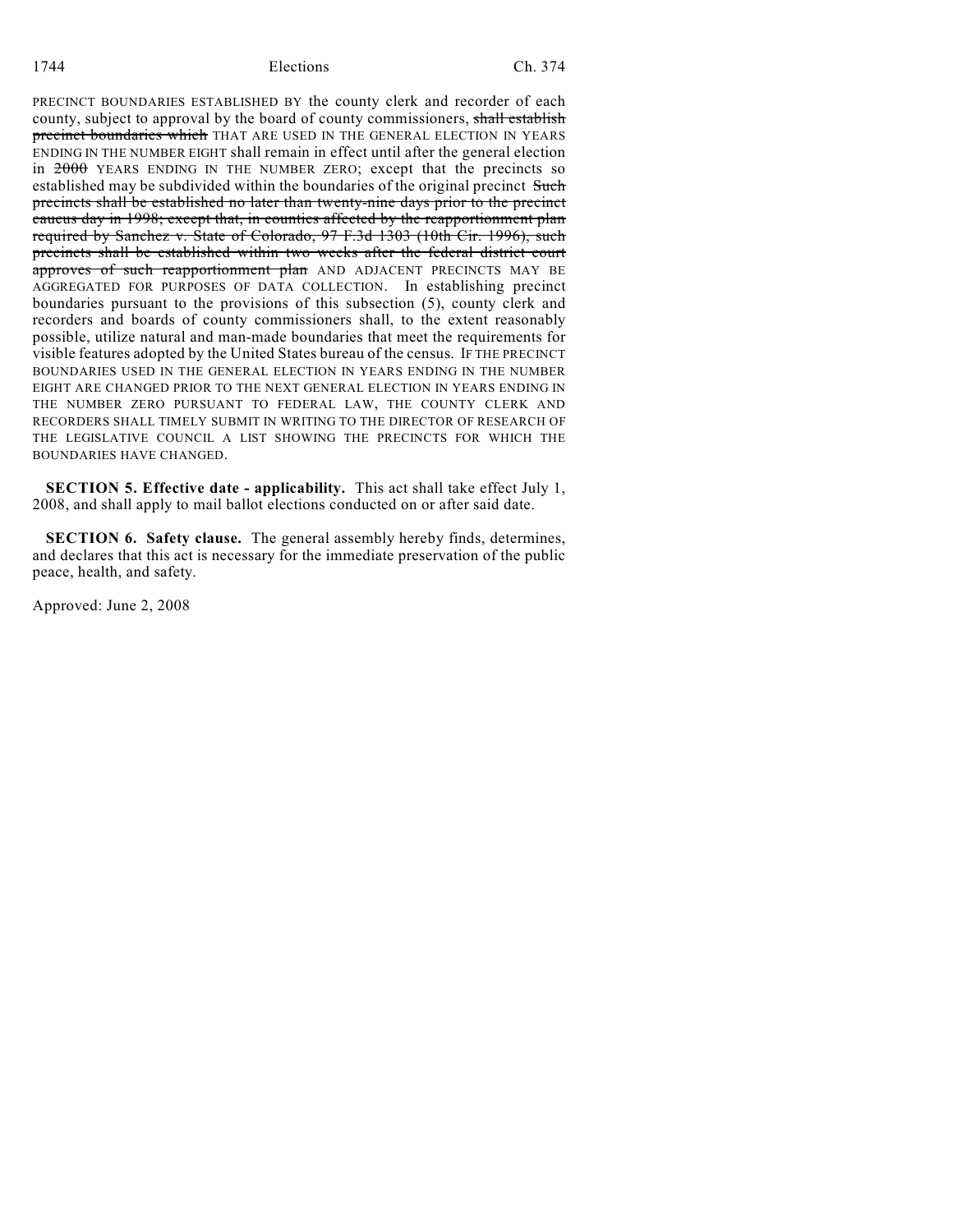PRECINCT BOUNDARIES ESTABLISHED BY the county clerk and recorder of each county, subject to approval by the board of county commissioners, ~~shall establish precinct boundaries which~~ THAT ARE USED IN THE GENERAL ELECTION IN YEARS ENDING IN THE NUMBER EIGHT shall remain in effect until after the general election in ~~2000~~ YEARS ENDING IN THE NUMBER ZERO; except that the precincts so established may be subdivided within the boundaries of the original precinct ~~Such precincts shall be established no later than twenty-nine days prior to the precinct caucus day in 1998; except that, in counties affected by the reapportionment plan required by Sanchez v. State of Colorado, 97 F.3d 1303 (10th Cir. 1996), such precincts shall be established within two weeks after the federal district court approves of such reapportionment plan~~ AND ADJACENT PRECINCTS MAY BE AGGREGATED FOR PURPOSES OF DATA COLLECTION. In establishing precinct boundaries pursuant to the provisions of this subsection (5), county clerk and recorders and boards of county commissioners shall, to the extent reasonably possible, utilize natural and man-made boundaries that meet the requirements for visible features adopted by the United States bureau of the census. IF THE PRECINCT BOUNDARIES USED IN THE GENERAL ELECTION IN YEARS ENDING IN THE NUMBER EIGHT ARE CHANGED PRIOR TO THE NEXT GENERAL ELECTION IN YEARS ENDING IN THE NUMBER ZERO PURSUANT TO FEDERAL LAW, THE COUNTY CLERK AND RECORDERS SHALL TIMELY SUBMIT IN WRITING TO THE DIRECTOR OF RESEARCH OF THE LEGISLATIVE COUNCIL A LIST SHOWING THE PRECINCTS FOR WHICH THE BOUNDARIES HAVE CHANGED.

**SECTION 5. Effective date - applicability.** This act shall take effect July 1, 2008, and shall apply to mail ballot elections conducted on or after said date.

**SECTION 6. Safety clause.** The general assembly hereby finds, determines, and declares that this act is necessary for the immediate preservation of the public peace, health, and safety.

Approved: June 2, 2008